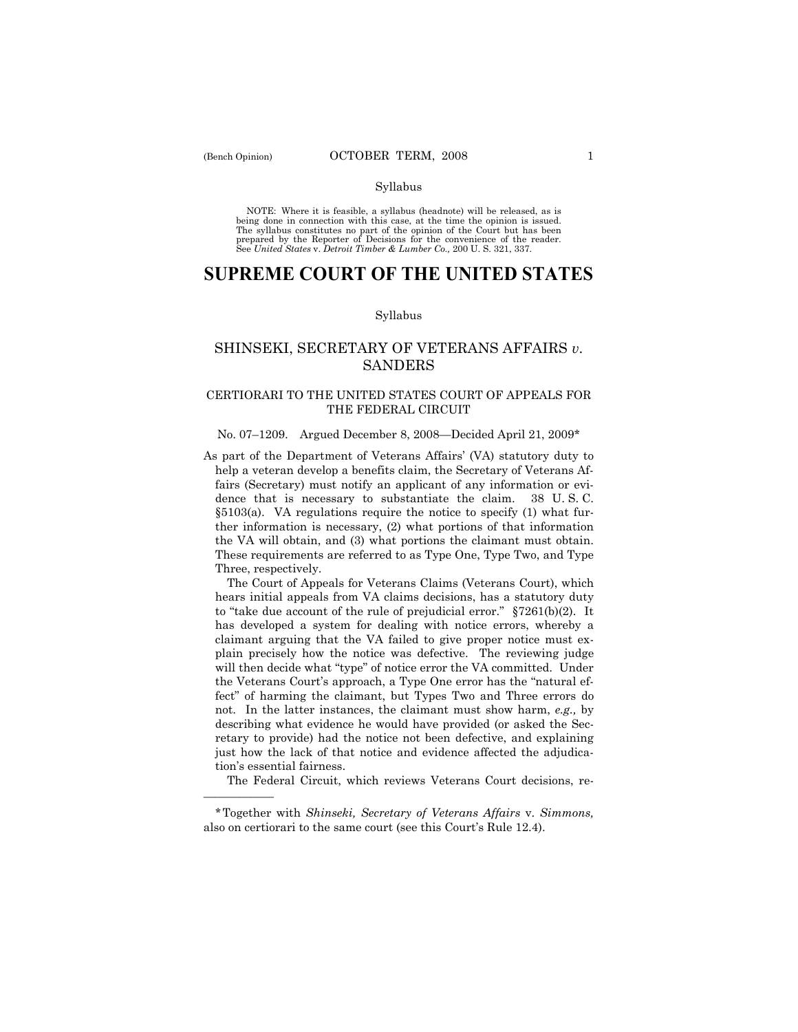Syllabus

NOTE: Where it is feasible, a syllabus (headnote) will be released, as is being done in connection with this case, at the time the opinion is issued. The syllabus constitutes no part of the opinion of the Court but has been prepared by the Reporter of Decisions for the convenience of the reader. See *United States* v. *Detroit Timber & Lumber Co.,* 200 U. S. 321, 337.

# SUPREME COURT OF THE UNITED STATES

Syllabus

## SHINSEKI, SECRETARY OF VETERANS AFFAIRS *v.* SANDERS

### CERTIORARI TO THE UNITED STATES COURT OF APPEALS FOR THE FEDERAL CIRCUIT

No. 07–1209. Argued December 8, 2008—Decided April 21, 2009*

As part of the Department of Veterans Affairs' (VA) statutory duty to help a veteran develop a benefits claim, the Secretary of Veterans Affairs (Secretary) must notify an applicant of any information or evidence that is necessary to substantiate the claim. 38 U. S. C. §5103(a). VA regulations require the notice to specify (1) what further information is necessary, (2) what portions of that information the VA will obtain, and (3) what portions the claimant must obtain. These requirements are referred to as Type One, Type Two, and Type Three, respectively.

The Court of Appeals for Veterans Claims (Veterans Court), which hears initial appeals from VA claims decisions, has a statutory duty to "take due account of the rule of prejudicial error." §7261(b)(2). It has developed a system for dealing with notice errors, whereby a claimant arguing that the VA failed to give proper notice must explain precisely how the notice was defective. The reviewing judge will then decide what "type" of notice error the VA committed. Under the Veterans Court's approach, a Type One error has the "natural effect" of harming the claimant, but Types Two and Three errors do not. In the latter instances, the claimant must show harm, *e.g.,* by describing what evidence he would have provided (or asked the Secretary to provide) had the notice not been defective, and explaining just how the lack of that notice and evidence affected the adjudication's essential fairness.

The Federal Circuit, which reviews Veterans Court decisions, re-

---

*Together with *Shinseki, Secretary of Veterans Affairs* v. *Simmons,* also on certiorari to the same court (see this Court's Rule 12.4).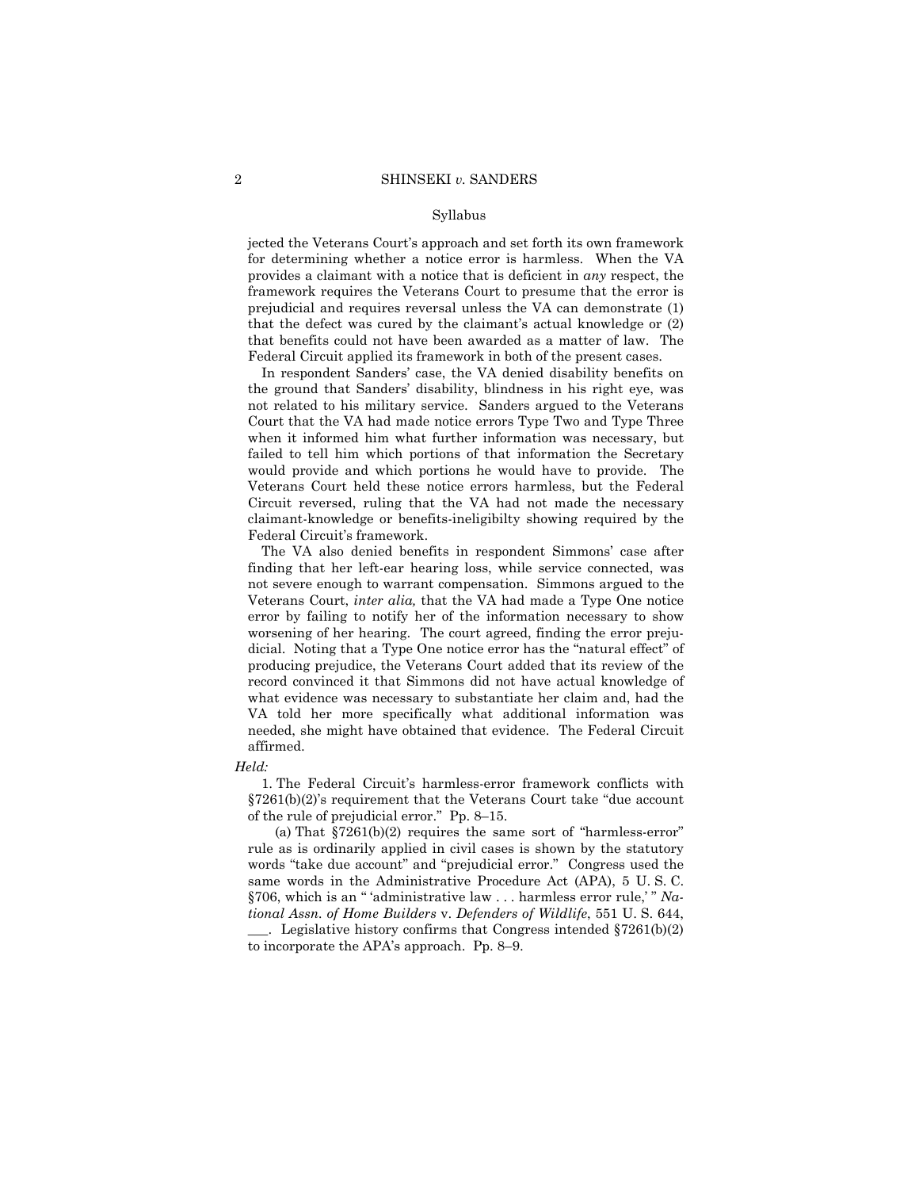Syllabus

jected the Veterans Court's approach and set forth its own framework for determining whether a notice error is harmless. When the VA provides a claimant with a notice that is deficient in *any* respect, the framework requires the Veterans Court to presume that the error is prejudicial and requires reversal unless the VA can demonstrate (1) that the defect was cured by the claimant's actual knowledge or (2) that benefits could not have been awarded as a matter of law. The Federal Circuit applied its framework in both of the present cases.

In respondent Sanders' case, the VA denied disability benefits on the ground that Sanders' disability, blindness in his right eye, was not related to his military service. Sanders argued to the Veterans Court that the VA had made notice errors Type Two and Type Three when it informed him what further information was necessary, but failed to tell him which portions of that information the Secretary would provide and which portions he would have to provide. The Veterans Court held these notice errors harmless, but the Federal Circuit reversed, ruling that the VA had not made the necessary claimant-knowledge or benefits-ineligibilty showing required by the Federal Circuit's framework.

The VA also denied benefits in respondent Simmons' case after finding that her left-ear hearing loss, while service connected, was not severe enough to warrant compensation. Simmons argued to the Veterans Court, *inter alia,* that the VA had made a Type One notice error by failing to notify her of the information necessary to show worsening of her hearing. The court agreed, finding the error prejudicial. Noting that a Type One notice error has the "natural effect" of producing prejudice, the Veterans Court added that its review of the record convinced it that Simmons did not have actual knowledge of what evidence was necessary to substantiate her claim and, had the VA told her more specifically what additional information was needed, she might have obtained that evidence. The Federal Circuit affirmed.

*Held:*

1. The Federal Circuit's harmless-error framework conflicts with §7261(b)(2)'s requirement that the Veterans Court take "due account of the rule of prejudicial error." Pp. 8–15.

(a) That §7261(b)(2) requires the same sort of "harmless-error" rule as is ordinarily applied in civil cases is shown by the statutory words "take due account" and "prejudicial error." Congress used the same words in the Administrative Procedure Act (APA), 5 U. S. C. §706, which is an " 'administrative law . . . harmless error rule,' " *National Assn. of Home Builders* v. *Defenders of Wildlife*, 551 U. S. 644, \_\_\_. Legislative history confirms that Congress intended §7261(b)(2) to incorporate the APA's approach. Pp. 8–9.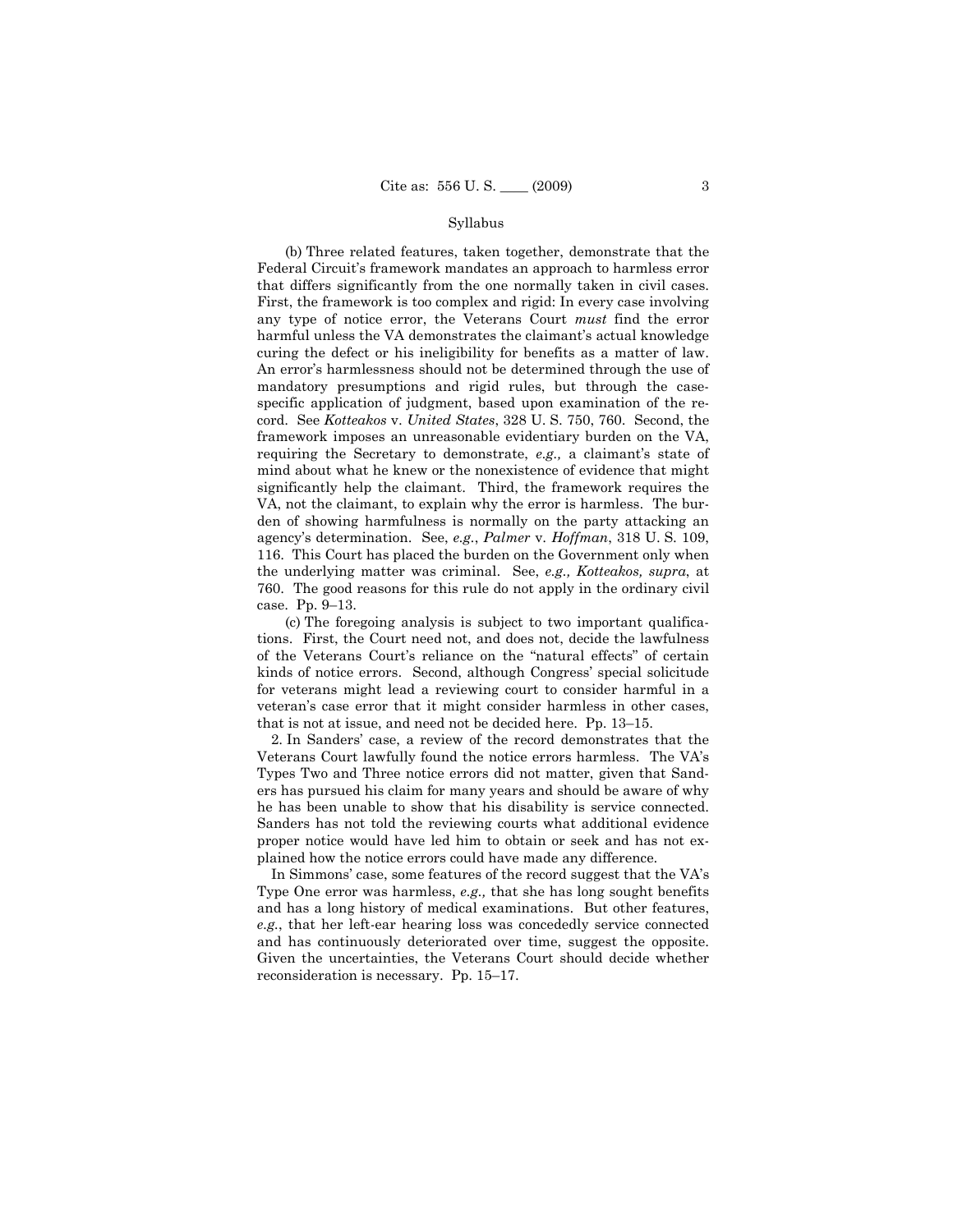Syllabus

(b) Three related features, taken together, demonstrate that the Federal Circuit's framework mandates an approach to harmless error that differs significantly from the one normally taken in civil cases. First, the framework is too complex and rigid: In every case involving any type of notice error, the Veterans Court *must* find the error harmful unless the VA demonstrates the claimant's actual knowledge curing the defect or his ineligibility for benefits as a matter of law. An error's harmlessness should not be determined through the use of mandatory presumptions and rigid rules, but through the case-specific application of judgment, based upon examination of the record. See *Kotteakos* v. *United States*, 328 U. S. 750, 760. Second, the framework imposes an unreasonable evidentiary burden on the VA, requiring the Secretary to demonstrate, *e.g.,* a claimant's state of mind about what he knew or the nonexistence of evidence that might significantly help the claimant. Third, the framework requires the VA, not the claimant, to explain why the error is harmless. The burden of showing harmfulness is normally on the party attacking an agency's determination. See, *e.g.*, *Palmer* v. *Hoffman*, 318 U. S. 109, 116. This Court has placed the burden on the Government only when the underlying matter was criminal. See, *e.g., Kotteakos, supra*, at 760. The good reasons for this rule do not apply in the ordinary civil case. Pp. 9–13.

(c) The foregoing analysis is subject to two important qualifications. First, the Court need not, and does not, decide the lawfulness of the Veterans Court's reliance on the "natural effects" of certain kinds of notice errors. Second, although Congress' special solicitude for veterans might lead a reviewing court to consider harmful in a veteran's case error that it might consider harmless in other cases, that is not at issue, and need not be decided here. Pp. 13–15.

2. In Sanders' case, a review of the record demonstrates that the Veterans Court lawfully found the notice errors harmless. The VA's Types Two and Three notice errors did not matter, given that Sanders has pursued his claim for many years and should be aware of why he has been unable to show that his disability is service connected. Sanders has not told the reviewing courts what additional evidence proper notice would have led him to obtain or seek and has not explained how the notice errors could have made any difference.

In Simmons' case, some features of the record suggest that the VA's Type One error was harmless, *e.g.,* that she has long sought benefits and has a long history of medical examinations. But other features, *e.g.*, that her left-ear hearing loss was concededly service connected and has continuously deteriorated over time, suggest the opposite. Given the uncertainties, the Veterans Court should decide whether reconsideration is necessary. Pp. 15–17.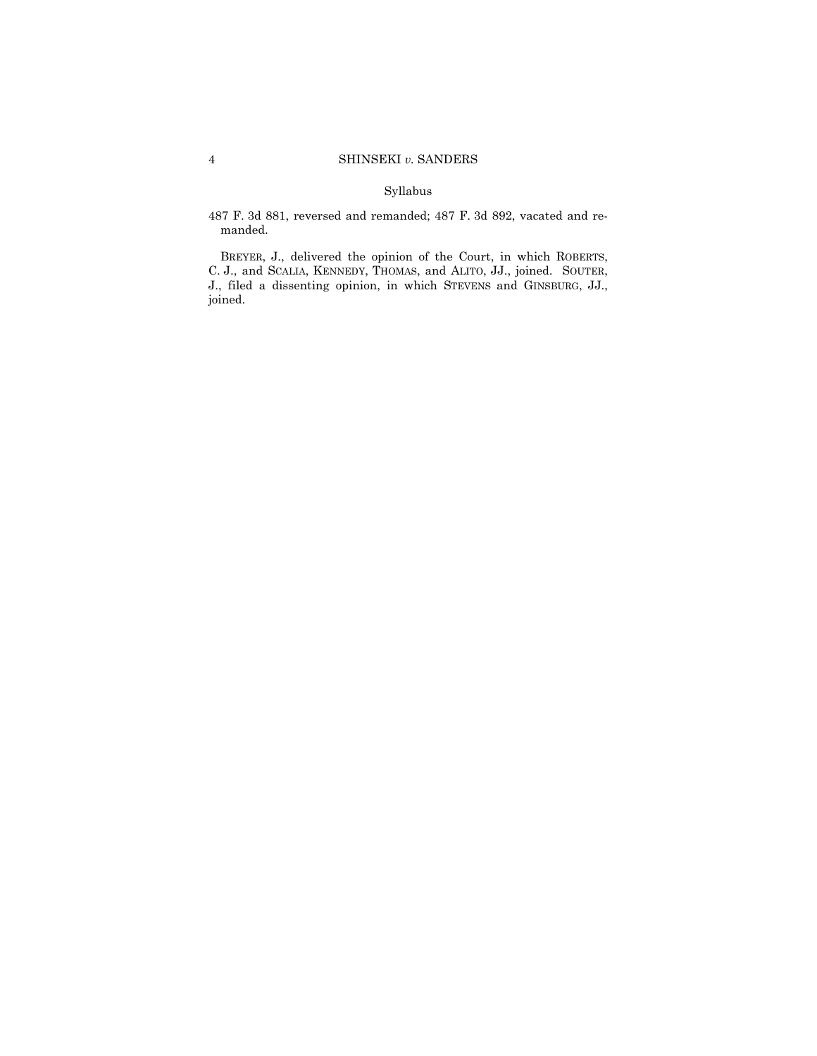Syllabus

487 F. 3d 881, reversed and remanded; 487 F. 3d 892, vacated and remanded.

BREYER, J., delivered the opinion of the Court, in which ROBERTS, C. J., and SCALIA, KENNEDY, THOMAS, and ALITO, JJ., joined. SOUTER, J., filed a dissenting opinion, in which STEVENS and GINSBURG, JJ., joined.